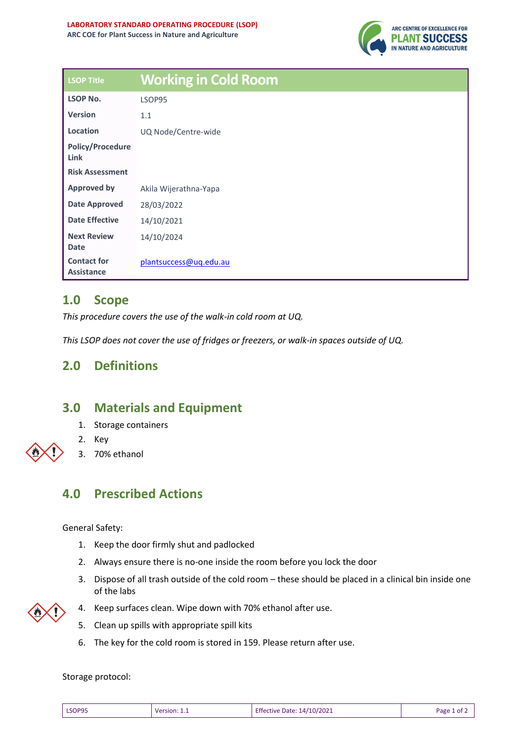**LABORATORY STANDARD OPERATING PROCEDURE (LSOP)**
**ARC COE for Plant Success in Nature and Agriculture**

| LSOP Title | Working in Cold Room |
|---|---|
| **LSOP No.** | LSOP95 |
| **Version** | 1.1 |
| **Location** | UQ Node/Centre-wide |
| **Policy/Procedure Link** | |
| **Risk Assessment** | |
| **Approved by** | Akila Wijerathna-Yapa |
| **Date Approved** | 28/03/2022 |
| **Date Effective** | 14/10/2021 |
| **Next Review Date** | 14/10/2024 |
| **Contact for Assistance** | plantsuccess@uq.edu.au |

## 1.0 Scope

*This procedure covers the use of the walk-in cold room at UQ.*

*This LSOP does not cover the use of fridges or freezers, or walk-in spaces outside of UQ.*

## 2.0 Definitions

## 3.0 Materials and Equipment

1. Storage containers
2. Key
3. 70% ethanol

## 4.0 Prescribed Actions

General Safety:

1. Keep the door firmly shut and padlocked
2. Always ensure there is no-one inside the room before you lock the door
3. Dispose of all trash outside of the cold room – these should be placed in a clinical bin inside one of the labs
4. Keep surfaces clean. Wipe down with 70% ethanol after use.
5. Clean up spills with appropriate spill kits
6. The key for the cold room is stored in 159. Please return after use.

Storage protocol: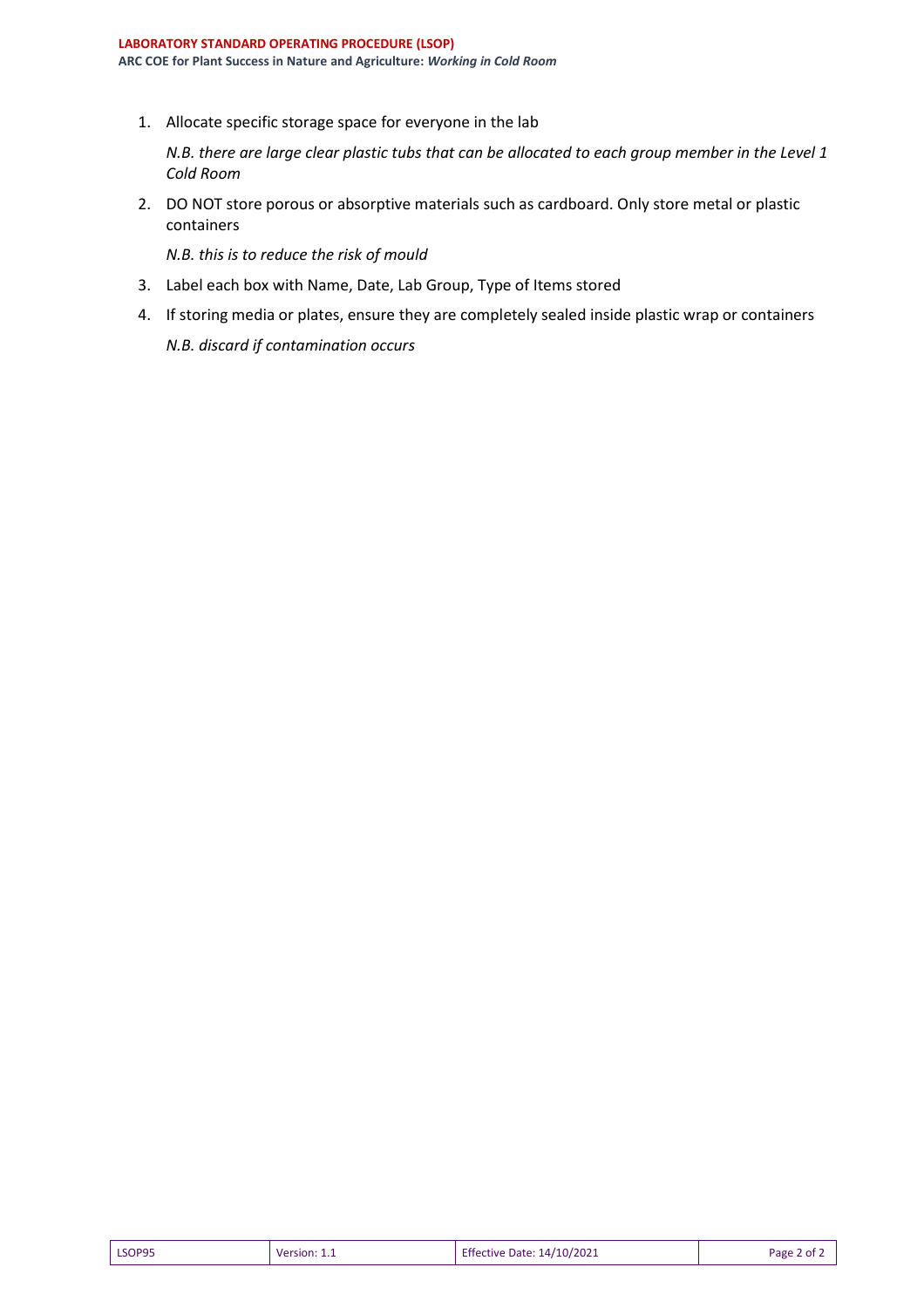1. Allocate specific storage space for everyone in the lab

   *N.B. there are large clear plastic tubs that can be allocated to each group member in the Level 1 Cold Room*

2. DO NOT store porous or absorptive materials such as cardboard. Only store metal or plastic containers

   *N.B. this is to reduce the risk of mould*

3. Label each box with Name, Date, Lab Group, Type of Items stored

4. If storing media or plates, ensure they are completely sealed inside plastic wrap or containers

   *N.B. discard if contamination occurs*